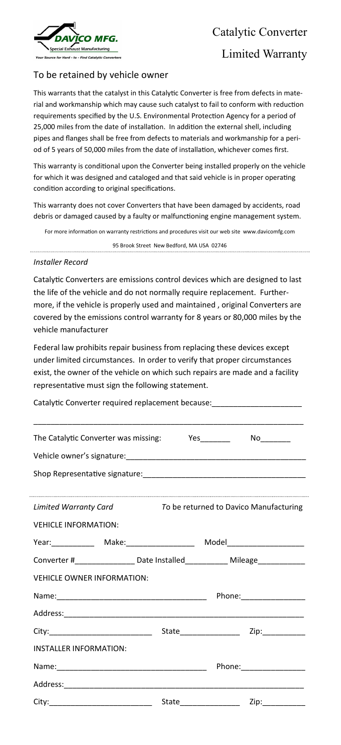DAVICO MFG.
Special Exhaust Manufacturing
*Your Source for Hard - to - Find Catalytic Converters*

# Catalytic Converter Limited Warranty

## To be retained by vehicle owner

This warrants that the catalyst in this Catalytic Converter is free from defects in material and workmanship which may cause such catalyst to fail to conform with reduction requirements specified by the U.S. Environmental Protection Agency for a period of 25,000 miles from the date of installation. In addition the external shell, including pipes and flanges shall be free from defects to materials and workmanship for a period of 5 years of 50,000 miles from the date of installation, whichever comes first.

This warranty is conditional upon the Converter being installed properly on the vehicle for which it was designed and cataloged and that said vehicle is in proper operating condition according to original specifications.

This warranty does not cover Converters that have been damaged by accidents, road debris or damaged caused by a faulty or malfunctioning engine management system.

For more information on warranty restrictions and procedures visit our web site www.davicomfg.com

95 Brook Street New Bedford, MA USA 02746

---

*Installer Record*

Catalytic Converters are emissions control devices which are designed to last the life of the vehicle and do not normally require replacement. Furthermore, if the vehicle is properly used and maintained , original Converters are covered by the emissions control warranty for 8 years or 80,000 miles by the vehicle manufacturer

Federal law prohibits repair business from replacing these devices except under limited circumstances. In order to verify that proper circumstances exist, the owner of the vehicle on which such repairs are made and a facility representative must sign the following statement.

Catalytic Converter required replacement because:____________________

_______________________________________________________________

The Catalytic Converter was missing: Yes_______ No_______

Vehicle owner's signature:_________________________________________

Shop Representative signature:____________________________________

---

*Limited Warranty Card* *To be returned to Davico Manufacturing*

VEHICLE INFORMATION:

Year:__________ Make:________________ Model__________________

Converter #_____________ Date Installed__________ Mileage___________

VEHICLE OWNER INFORMATION:

Name:__________________________________ Phone:_______________

Address:________________________________________________________

City:________________________ State______________ Zip:__________

INSTALLER INFORMATION:

Name:__________________________________ Phone:_______________

Address:________________________________________________________

City:________________________ State______________ Zip:__________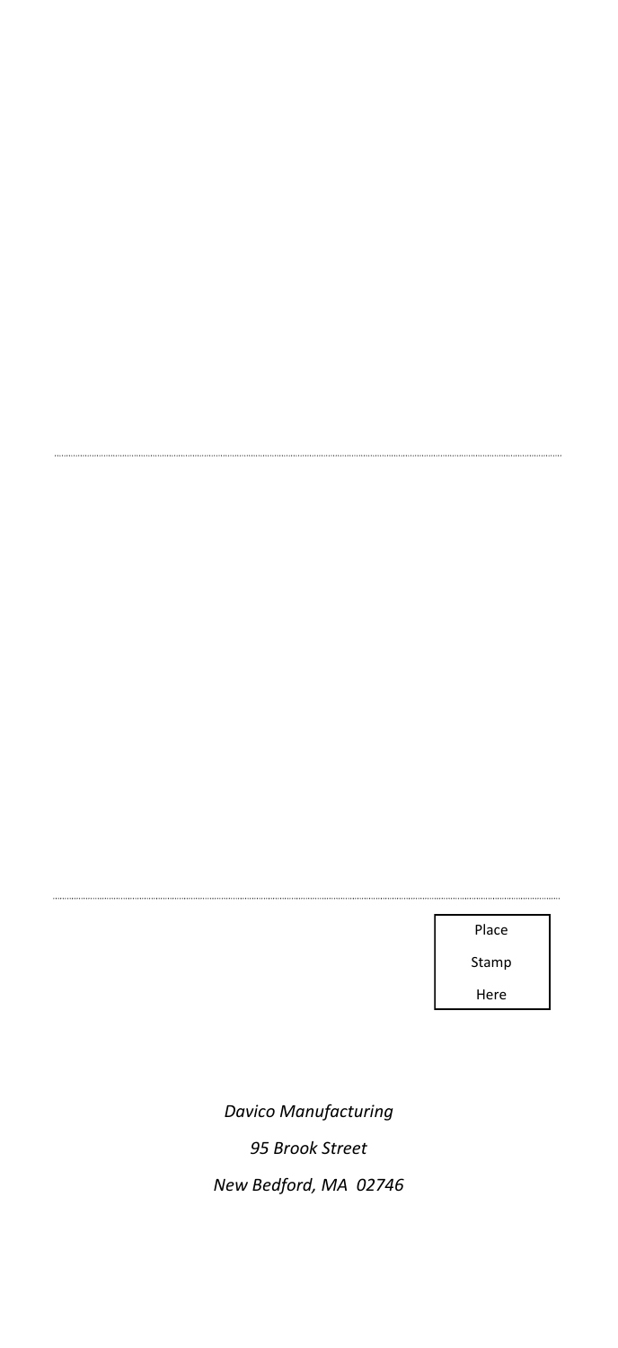Place

Stamp

Here

*Davico Manufacturing*

*95 Brook Street*

*New Bedford, MA 02746*